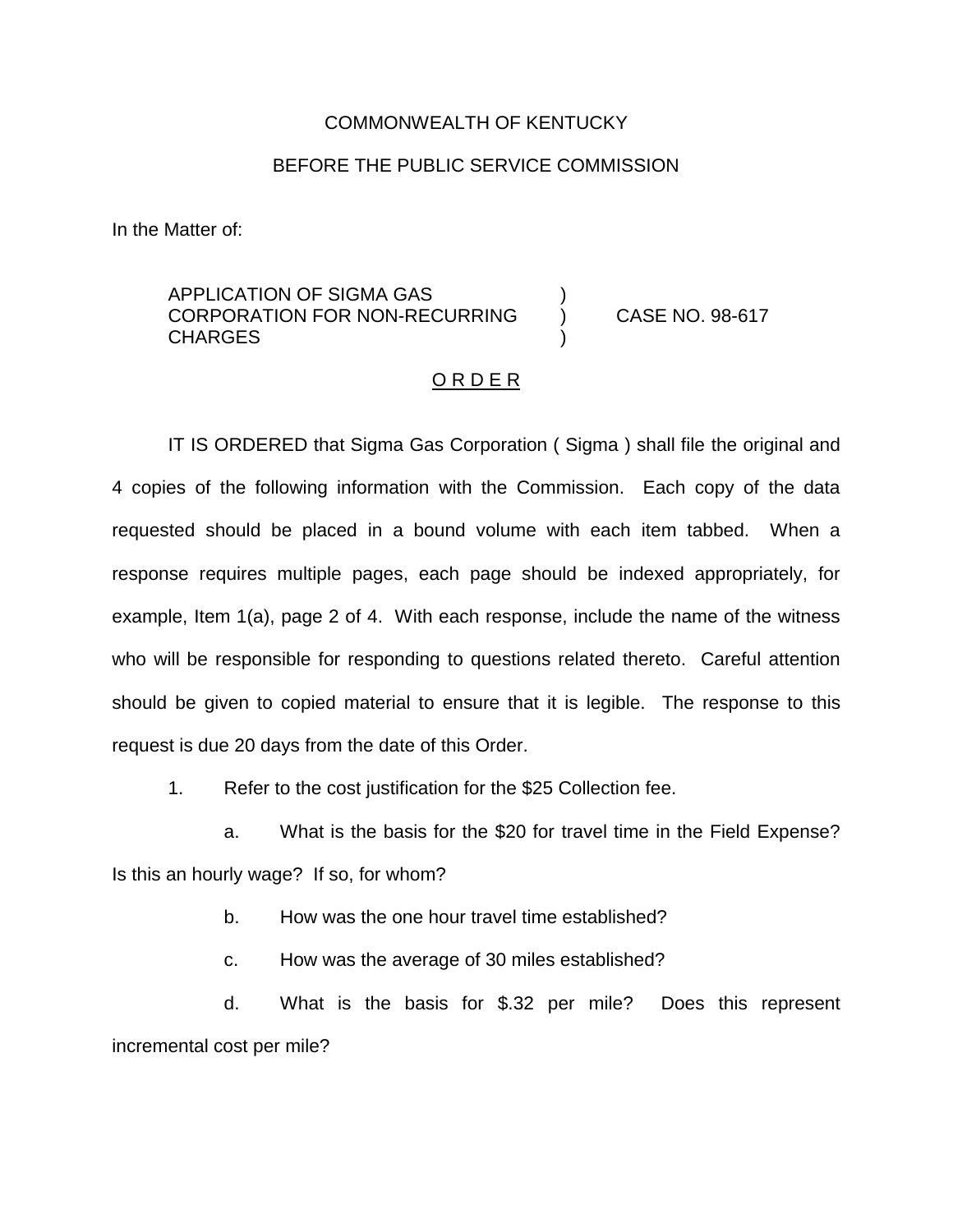COMMONWEALTH OF KENTUCKY

BEFORE THE PUBLIC SERVICE COMMISSION

In the Matter of:

| | | |
|---|---|---|
| APPLICATION OF SIGMA GAS CORPORATION FOR NON-RECURRING CHARGES | ) ) ) | CASE NO. 98-617 |

## O R D E R

IT IS ORDERED that Sigma Gas Corporation ( Sigma ) shall file the original and 4 copies of the following information with the Commission. Each copy of the data requested should be placed in a bound volume with each item tabbed. When a response requires multiple pages, each page should be indexed appropriately, for example, Item 1(a), page 2 of 4. With each response, include the name of the witness who will be responsible for responding to questions related thereto. Careful attention should be given to copied material to ensure that it is legible. The response to this request is due 20 days from the date of this Order.

1. Refer to the cost justification for the $25 Collection fee.

   a. What is the basis for the $20 for travel time in the Field Expense? Is this an hourly wage? If so, for whom?

   b. How was the one hour travel time established?

   c. How was the average of 30 miles established?

   d. What is the basis for $.32 per mile? Does this represent incremental cost per mile?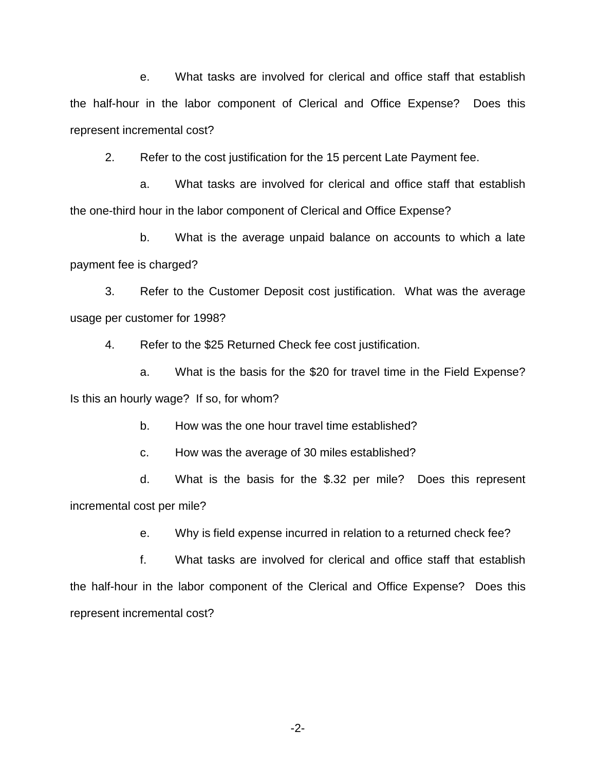e. What tasks are involved for clerical and office staff that establish the half-hour in the labor component of Clerical and Office Expense? Does this represent incremental cost?

2. Refer to the cost justification for the 15 percent Late Payment fee.

a. What tasks are involved for clerical and office staff that establish the one-third hour in the labor component of Clerical and Office Expense?

b. What is the average unpaid balance on accounts to which a late payment fee is charged?

3. Refer to the Customer Deposit cost justification. What was the average usage per customer for 1998?

4. Refer to the $25 Returned Check fee cost justification.

a. What is the basis for the $20 for travel time in the Field Expense? Is this an hourly wage? If so, for whom?

b. How was the one hour travel time established?

c. How was the average of 30 miles established?

d. What is the basis for the $.32 per mile? Does this represent incremental cost per mile?

e. Why is field expense incurred in relation to a returned check fee?

f. What tasks are involved for clerical and office staff that establish the half-hour in the labor component of the Clerical and Office Expense? Does this represent incremental cost?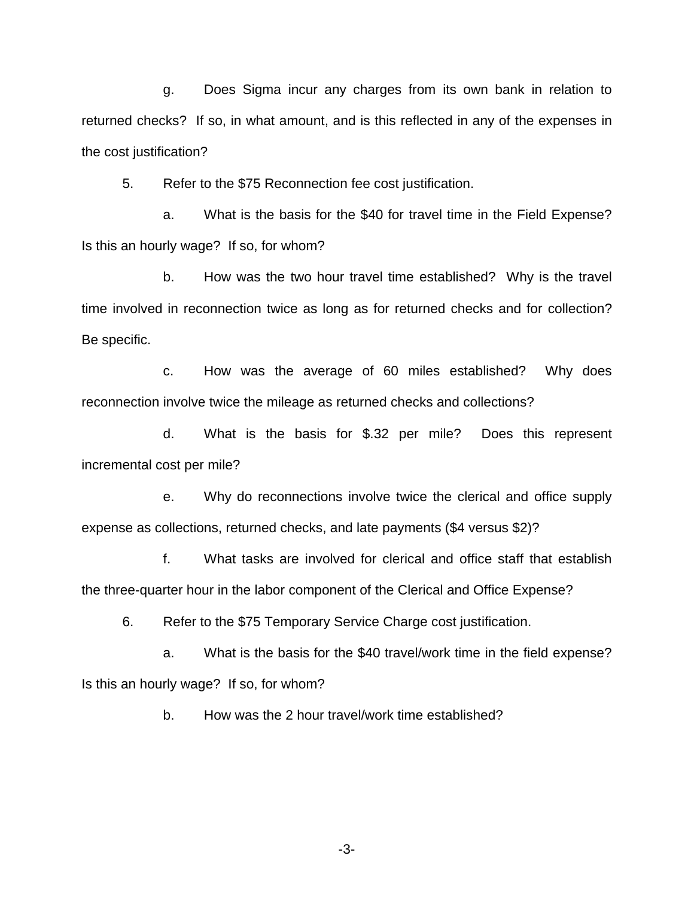g. Does Sigma incur any charges from its own bank in relation to returned checks? If so, in what amount, and is this reflected in any of the expenses in the cost justification?

5. Refer to the $75 Reconnection fee cost justification.

a. What is the basis for the $40 for travel time in the Field Expense? Is this an hourly wage? If so, for whom?

b. How was the two hour travel time established? Why is the travel time involved in reconnection twice as long as for returned checks and for collection? Be specific.

c. How was the average of 60 miles established? Why does reconnection involve twice the mileage as returned checks and collections?

d. What is the basis for $.32 per mile? Does this represent incremental cost per mile?

e. Why do reconnections involve twice the clerical and office supply expense as collections, returned checks, and late payments ($4 versus $2)?

f. What tasks are involved for clerical and office staff that establish the three-quarter hour in the labor component of the Clerical and Office Expense?

6. Refer to the $75 Temporary Service Charge cost justification.

a. What is the basis for the $40 travel/work time in the field expense? Is this an hourly wage? If so, for whom?

b. How was the 2 hour travel/work time established?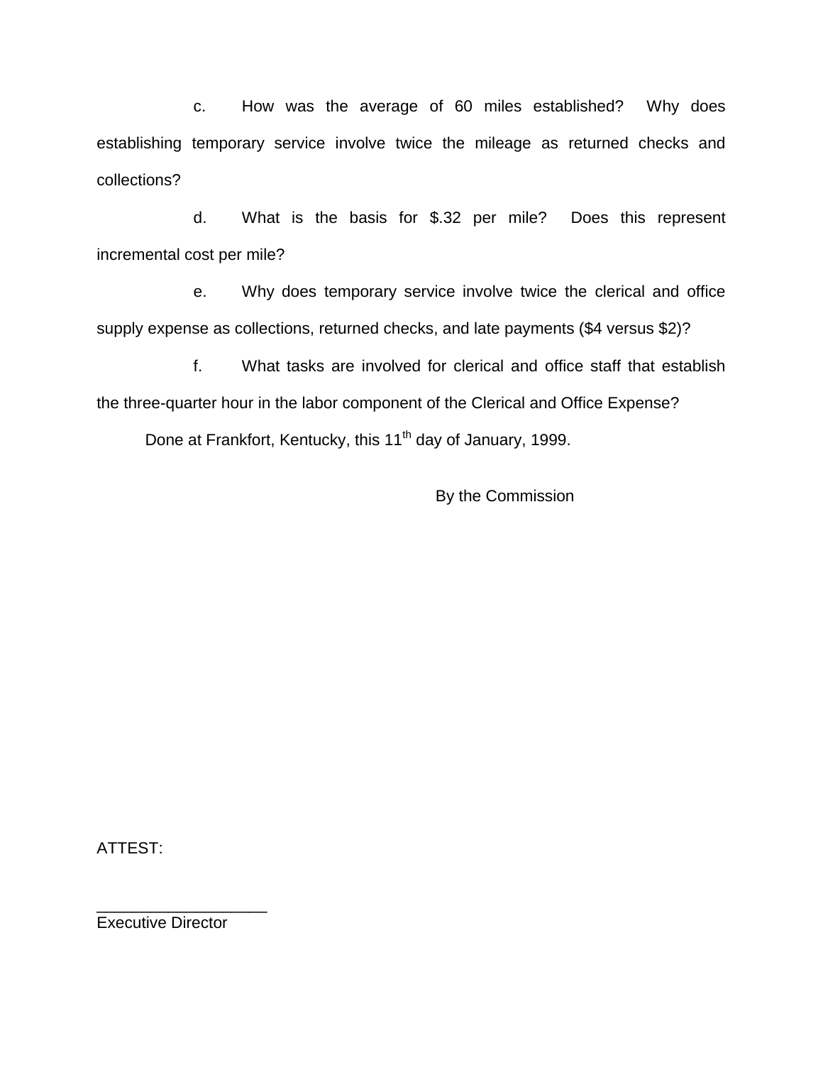c. How was the average of 60 miles established? Why does establishing temporary service involve twice the mileage as returned checks and collections?

d. What is the basis for $.32 per mile? Does this represent incremental cost per mile?

e. Why does temporary service involve twice the clerical and office supply expense as collections, returned checks, and late payments ($4 versus $2)?

f. What tasks are involved for clerical and office staff that establish the three-quarter hour in the labor component of the Clerical and Office Expense?

Done at Frankfort, Kentucky, this 11th day of January, 1999.

By the Commission

ATTEST:

___________________
Executive Director